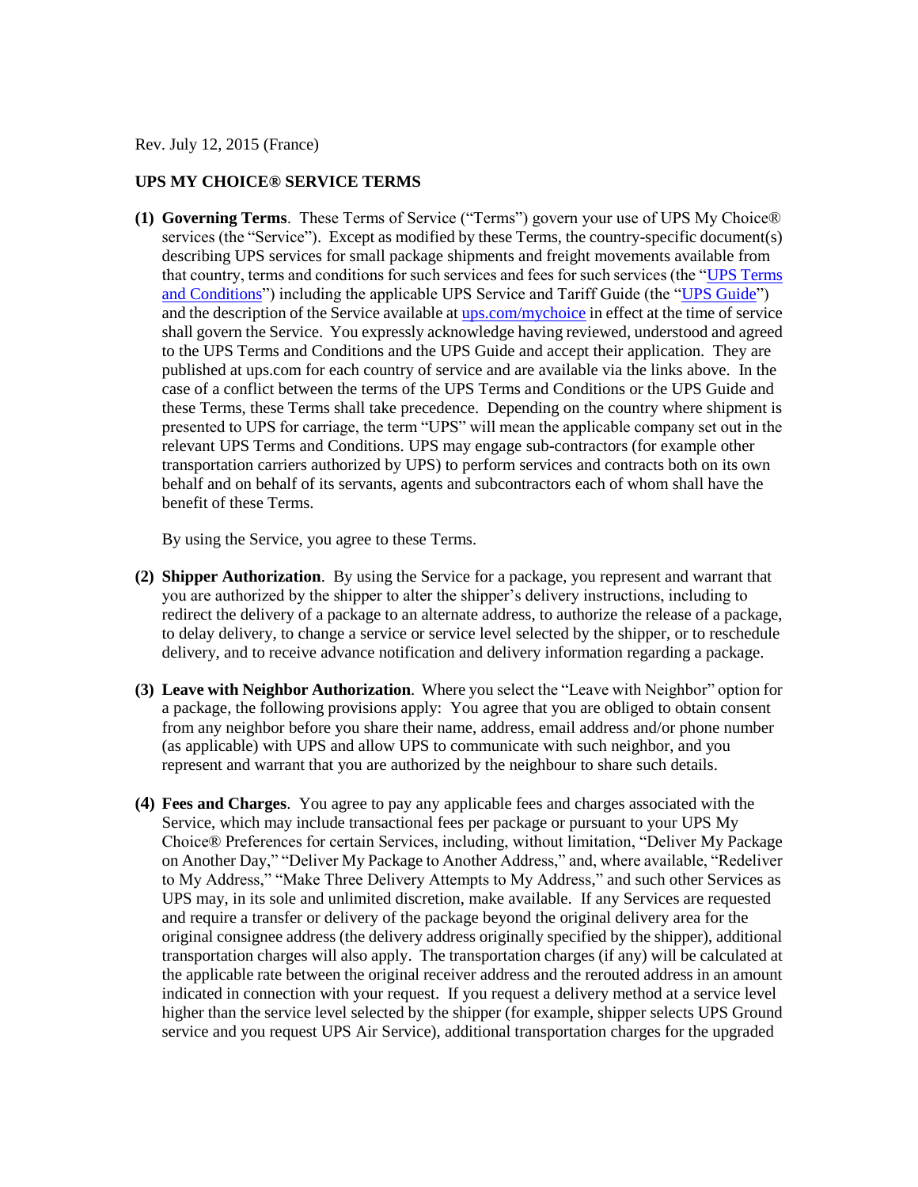Rev. July 12, 2015 (France)

# UPS MY CHOICE® SERVICE TERMS

**(1) Governing Terms**. These Terms of Service ("Terms") govern your use of UPS My Choice® services (the "Service"). Except as modified by these Terms, the country-specific document(s) describing UPS services for small package shipments and freight movements available from that country, terms and conditions for such services and fees for such services (the "UPS Terms and Conditions") including the applicable UPS Service and Tariff Guide (the "UPS Guide") and the description of the Service available at ups.com/mychoice in effect at the time of service shall govern the Service. You expressly acknowledge having reviewed, understood and agreed to the UPS Terms and Conditions and the UPS Guide and accept their application. They are published at ups.com for each country of service and are available via the links above. In the case of a conflict between the terms of the UPS Terms and Conditions or the UPS Guide and these Terms, these Terms shall take precedence. Depending on the country where shipment is presented to UPS for carriage, the term "UPS" will mean the applicable company set out in the relevant UPS Terms and Conditions. UPS may engage sub-contractors (for example other transportation carriers authorized by UPS) to perform services and contracts both on its own behalf and on behalf of its servants, agents and subcontractors each of whom shall have the benefit of these Terms.

By using the Service, you agree to these Terms.

**(2) Shipper Authorization**. By using the Service for a package, you represent and warrant that you are authorized by the shipper to alter the shipper's delivery instructions, including to redirect the delivery of a package to an alternate address, to authorize the release of a package, to delay delivery, to change a service or service level selected by the shipper, or to reschedule delivery, and to receive advance notification and delivery information regarding a package.

**(3) Leave with Neighbor Authorization**. Where you select the "Leave with Neighbor" option for a package, the following provisions apply: You agree that you are obliged to obtain consent from any neighbor before you share their name, address, email address and/or phone number (as applicable) with UPS and allow UPS to communicate with such neighbor, and you represent and warrant that you are authorized by the neighbour to share such details.

**(4) Fees and Charges**. You agree to pay any applicable fees and charges associated with the Service, which may include transactional fees per package or pursuant to your UPS My Choice® Preferences for certain Services, including, without limitation, "Deliver My Package on Another Day," "Deliver My Package to Another Address," and, where available, "Redeliver to My Address," "Make Three Delivery Attempts to My Address," and such other Services as UPS may, in its sole and unlimited discretion, make available. If any Services are requested and require a transfer or delivery of the package beyond the original delivery area for the original consignee address (the delivery address originally specified by the shipper), additional transportation charges will also apply. The transportation charges (if any) will be calculated at the applicable rate between the original receiver address and the rerouted address in an amount indicated in connection with your request. If you request a delivery method at a service level higher than the service level selected by the shipper (for example, shipper selects UPS Ground service and you request UPS Air Service), additional transportation charges for the upgraded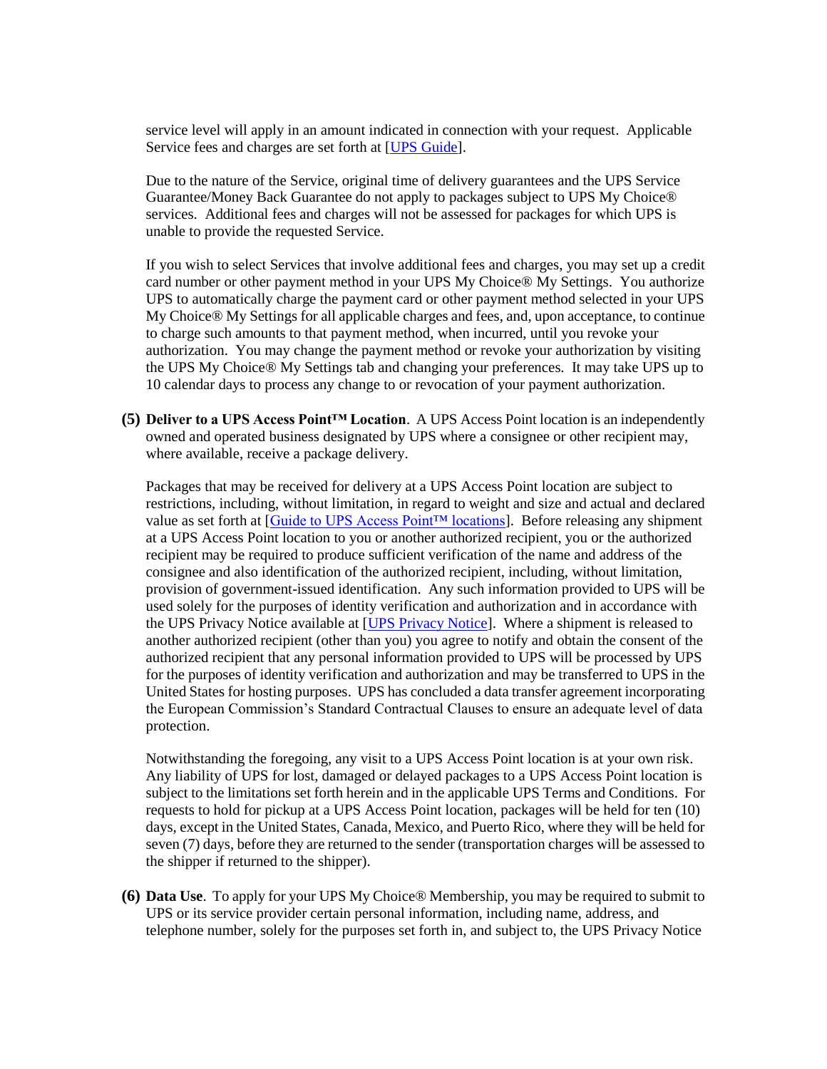service level will apply in an amount indicated in connection with your request. Applicable Service fees and charges are set forth at [UPS Guide].

Due to the nature of the Service, original time of delivery guarantees and the UPS Service Guarantee/Money Back Guarantee do not apply to packages subject to UPS My Choice® services. Additional fees and charges will not be assessed for packages for which UPS is unable to provide the requested Service.

If you wish to select Services that involve additional fees and charges, you may set up a credit card number or other payment method in your UPS My Choice® My Settings. You authorize UPS to automatically charge the payment card or other payment method selected in your UPS My Choice® My Settings for all applicable charges and fees, and, upon acceptance, to continue to charge such amounts to that payment method, when incurred, until you revoke your authorization. You may change the payment method or revoke your authorization by visiting the UPS My Choice® My Settings tab and changing your preferences. It may take UPS up to 10 calendar days to process any change to or revocation of your payment authorization.

**(5) Deliver to a UPS Access Point™ Location**. A UPS Access Point location is an independently owned and operated business designated by UPS where a consignee or other recipient may, where available, receive a package delivery.

Packages that may be received for delivery at a UPS Access Point location are subject to restrictions, including, without limitation, in regard to weight and size and actual and declared value as set forth at [Guide to UPS Access Point™ locations]. Before releasing any shipment at a UPS Access Point location to you or another authorized recipient, you or the authorized recipient may be required to produce sufficient verification of the name and address of the consignee and also identification of the authorized recipient, including, without limitation, provision of government-issued identification. Any such information provided to UPS will be used solely for the purposes of identity verification and authorization and in accordance with the UPS Privacy Notice available at [UPS Privacy Notice]. Where a shipment is released to another authorized recipient (other than you) you agree to notify and obtain the consent of the authorized recipient that any personal information provided to UPS will be processed by UPS for the purposes of identity verification and authorization and may be transferred to UPS in the United States for hosting purposes. UPS has concluded a data transfer agreement incorporating the European Commission's Standard Contractual Clauses to ensure an adequate level of data protection.

Notwithstanding the foregoing, any visit to a UPS Access Point location is at your own risk. Any liability of UPS for lost, damaged or delayed packages to a UPS Access Point location is subject to the limitations set forth herein and in the applicable UPS Terms and Conditions. For requests to hold for pickup at a UPS Access Point location, packages will be held for ten (10) days, except in the United States, Canada, Mexico, and Puerto Rico, where they will be held for seven (7) days, before they are returned to the sender (transportation charges will be assessed to the shipper if returned to the shipper).

**(6) Data Use**. To apply for your UPS My Choice® Membership, you may be required to submit to UPS or its service provider certain personal information, including name, address, and telephone number, solely for the purposes set forth in, and subject to, the UPS Privacy Notice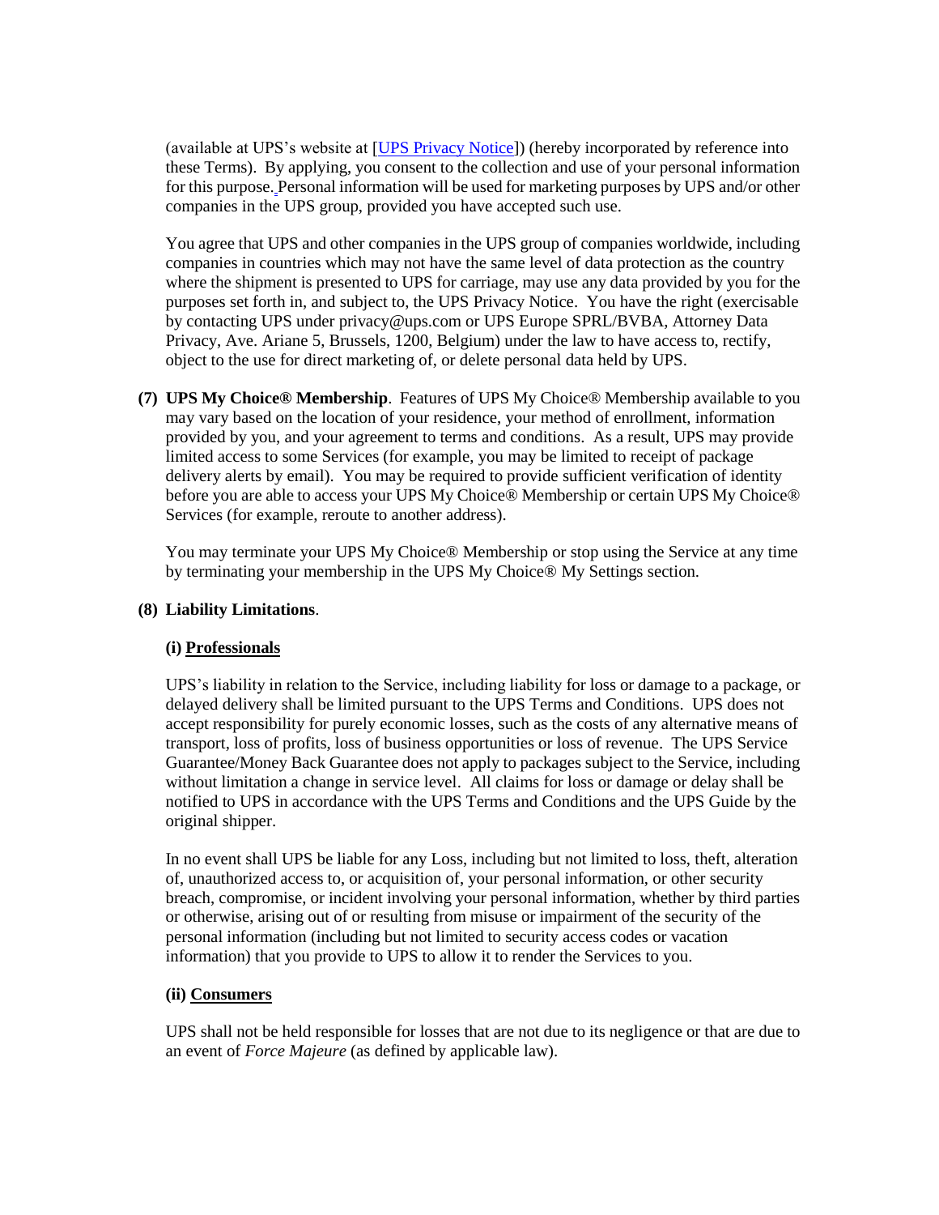(available at UPS's website at [UPS Privacy Notice]) (hereby incorporated by reference into these Terms). By applying, you consent to the collection and use of your personal information for this purpose. Personal information will be used for marketing purposes by UPS and/or other companies in the UPS group, provided you have accepted such use.

You agree that UPS and other companies in the UPS group of companies worldwide, including companies in countries which may not have the same level of data protection as the country where the shipment is presented to UPS for carriage, may use any data provided by you for the purposes set forth in, and subject to, the UPS Privacy Notice. You have the right (exercisable by contacting UPS under privacy@ups.com or UPS Europe SPRL/BVBA, Attorney Data Privacy, Ave. Ariane 5, Brussels, 1200, Belgium) under the law to have access to, rectify, object to the use for direct marketing of, or delete personal data held by UPS.

**(7) UPS My Choice® Membership**. Features of UPS My Choice® Membership available to you may vary based on the location of your residence, your method of enrollment, information provided by you, and your agreement to terms and conditions. As a result, UPS may provide limited access to some Services (for example, you may be limited to receipt of package delivery alerts by email). You may be required to provide sufficient verification of identity before you are able to access your UPS My Choice® Membership or certain UPS My Choice® Services (for example, reroute to another address).

You may terminate your UPS My Choice® Membership or stop using the Service at any time by terminating your membership in the UPS My Choice® My Settings section.

**(8) Liability Limitations**.

**(i) Professionals**

UPS's liability in relation to the Service, including liability for loss or damage to a package, or delayed delivery shall be limited pursuant to the UPS Terms and Conditions. UPS does not accept responsibility for purely economic losses, such as the costs of any alternative means of transport, loss of profits, loss of business opportunities or loss of revenue. The UPS Service Guarantee/Money Back Guarantee does not apply to packages subject to the Service, including without limitation a change in service level. All claims for loss or damage or delay shall be notified to UPS in accordance with the UPS Terms and Conditions and the UPS Guide by the original shipper.

In no event shall UPS be liable for any Loss, including but not limited to loss, theft, alteration of, unauthorized access to, or acquisition of, your personal information, or other security breach, compromise, or incident involving your personal information, whether by third parties or otherwise, arising out of or resulting from misuse or impairment of the security of the personal information (including but not limited to security access codes or vacation information) that you provide to UPS to allow it to render the Services to you.

**(ii) Consumers**

UPS shall not be held responsible for losses that are not due to its negligence or that are due to an event of *Force Majeure* (as defined by applicable law).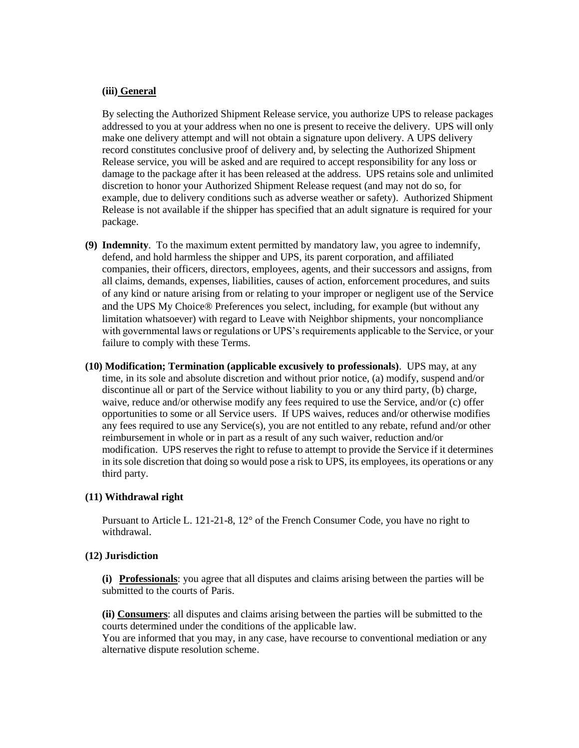**(iii) General**

By selecting the Authorized Shipment Release service, you authorize UPS to release packages addressed to you at your address when no one is present to receive the delivery. UPS will only make one delivery attempt and will not obtain a signature upon delivery. A UPS delivery record constitutes conclusive proof of delivery and, by selecting the Authorized Shipment Release service, you will be asked and are required to accept responsibility for any loss or damage to the package after it has been released at the address. UPS retains sole and unlimited discretion to honor your Authorized Shipment Release request (and may not do so, for example, due to delivery conditions such as adverse weather or safety). Authorized Shipment Release is not available if the shipper has specified that an adult signature is required for your package.

**(9) Indemnity**. To the maximum extent permitted by mandatory law, you agree to indemnify, defend, and hold harmless the shipper and UPS, its parent corporation, and affiliated companies, their officers, directors, employees, agents, and their successors and assigns, from all claims, demands, expenses, liabilities, causes of action, enforcement procedures, and suits of any kind or nature arising from or relating to your improper or negligent use of the Service and the UPS My Choice® Preferences you select, including, for example (but without any limitation whatsoever) with regard to Leave with Neighbor shipments, your noncompliance with governmental laws or regulations or UPS's requirements applicable to the Service, or your failure to comply with these Terms.

**(10) Modification; Termination (applicable excusively to professionals)**. UPS may, at any time, in its sole and absolute discretion and without prior notice, (a) modify, suspend and/or discontinue all or part of the Service without liability to you or any third party, (b) charge, waive, reduce and/or otherwise modify any fees required to use the Service, and/or (c) offer opportunities to some or all Service users. If UPS waives, reduces and/or otherwise modifies any fees required to use any Service(s), you are not entitled to any rebate, refund and/or other reimbursement in whole or in part as a result of any such waiver, reduction and/or modification. UPS reserves the right to refuse to attempt to provide the Service if it determines in its sole discretion that doing so would pose a risk to UPS, its employees, its operations or any third party.

**(11) Withdrawal right**

Pursuant to Article L. 121-21-8, 12° of the French Consumer Code, you have no right to withdrawal.

**(12) Jurisdiction**

**(i) Professionals**: you agree that all disputes and claims arising between the parties will be submitted to the courts of Paris.

**(ii) Consumers**: all disputes and claims arising between the parties will be submitted to the courts determined under the conditions of the applicable law.
You are informed that you may, in any case, have recourse to conventional mediation or any alternative dispute resolution scheme.